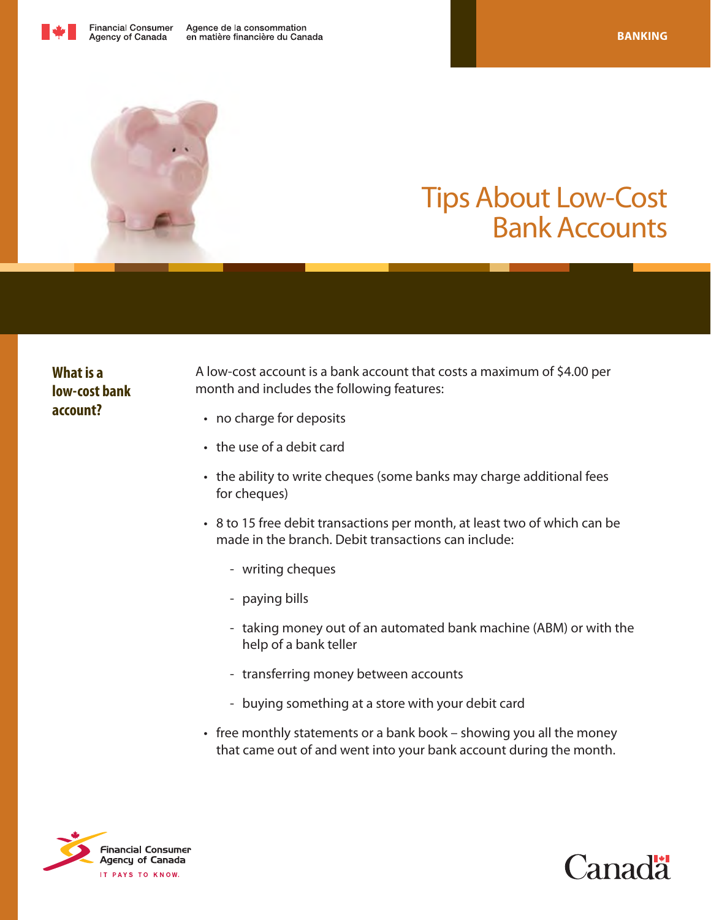Financial Consumer Agency of Canada | Agence de la consommation en matière financière du Canada

BANKING

# Tips About Low-Cost Bank Accounts

## What is a low-cost bank account?

A low-cost account is a bank account that costs a maximum of $4.00 per month and includes the following features:

- no charge for deposits
- the use of a debit card
- the ability to write cheques (some banks may charge additional fees for cheques)
- 8 to 15 free debit transactions per month, at least two of which can be made in the branch. Debit transactions can include:
  - writing cheques
  - paying bills
  - taking money out of an automated bank machine (ABM) or with the help of a bank teller
  - transferring money between accounts
  - buying something at a store with your debit card
- free monthly statements or a bank book – showing you all the money that came out of and went into your bank account during the month.

Financial Consumer Agency of Canada
IT PAYS TO KNOW.

Canada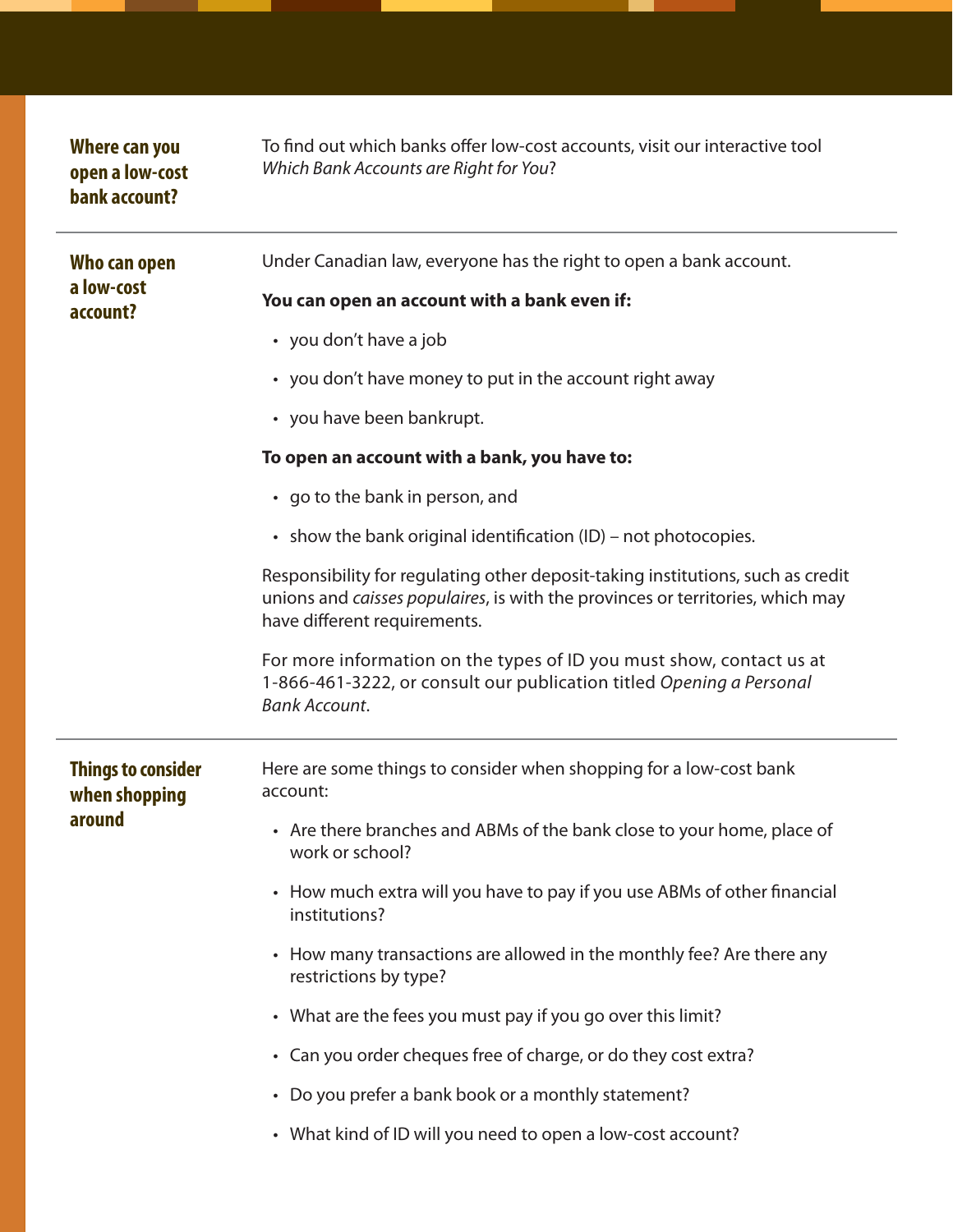## Where can you open a low-cost bank account?

To find out which banks offer low-cost accounts, visit our interactive tool *Which Bank Accounts are Right for You*?

## Who can open a low-cost account?

Under Canadian law, everyone has the right to open a bank account.

**You can open an account with a bank even if:**

- you don't have a job
- you don't have money to put in the account right away
- you have been bankrupt.

**To open an account with a bank, you have to:**

- go to the bank in person, and
- show the bank original identification (ID) – not photocopies.

Responsibility for regulating other deposit-taking institutions, such as credit unions and *caisses populaires*, is with the provinces or territories, which may have different requirements.

For more information on the types of ID you must show, contact us at 1-866-461-3222, or consult our publication titled *Opening a Personal Bank Account*.

## Things to consider when shopping around

Here are some things to consider when shopping for a low-cost bank account:

- Are there branches and ABMs of the bank close to your home, place of work or school?
- How much extra will you have to pay if you use ABMs of other financial institutions?
- How many transactions are allowed in the monthly fee? Are there any restrictions by type?
- What are the fees you must pay if you go over this limit?
- Can you order cheques free of charge, or do they cost extra?
- Do you prefer a bank book or a monthly statement?
- What kind of ID will you need to open a low-cost account?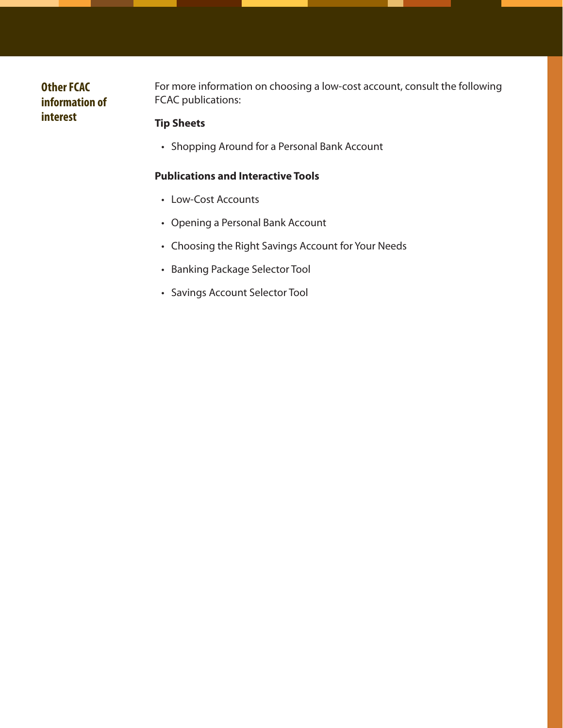## Other FCAC information of interest

For more information on choosing a low-cost account, consult the following FCAC publications:

**Tip Sheets**

- Shopping Around for a Personal Bank Account

**Publications and Interactive Tools**

- Low-Cost Accounts
- Opening a Personal Bank Account
- Choosing the Right Savings Account for Your Needs
- Banking Package Selector Tool
- Savings Account Selector Tool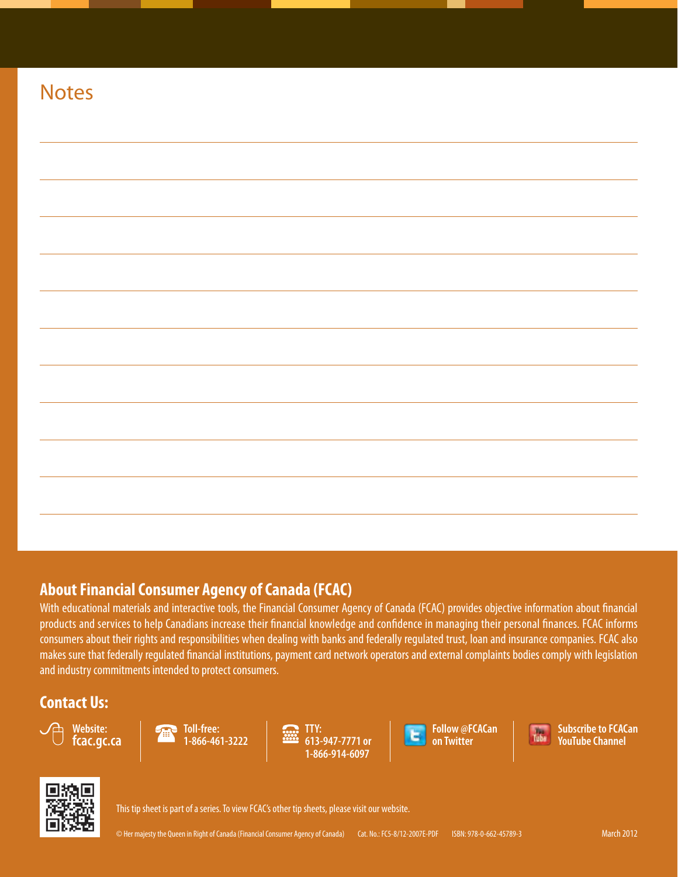## Notes

## About Financial Consumer Agency of Canada (FCAC)

With educational materials and interactive tools, the Financial Consumer Agency of Canada (FCAC) provides objective information about financial products and services to help Canadians increase their financial knowledge and confidence in managing their personal finances. FCAC informs consumers about their rights and responsibilities when dealing with banks and federally regulated trust, loan and insurance companies. FCAC also makes sure that federally regulated financial institutions, payment card network operators and external complaints bodies comply with legislation and industry commitments intended to protect consumers.

## Contact Us:

**Website:** **fcac.gc.ca**

**Toll-free:** **1-866-461-3222**

**TTY:** **613-947-7771 or 1-866-914-6097**

**Follow @FCACan on Twitter**

**Subscribe to FCACan YouTube Channel**

This tip sheet is part of a series. To view FCAC's other tip sheets, please visit our website.

© Her majesty the Queen in Right of Canada (Financial Consumer Agency of Canada) Cat. No.: FC5-8/12-2007E-PDF ISBN: 978-0-662-45789-3

March 2012